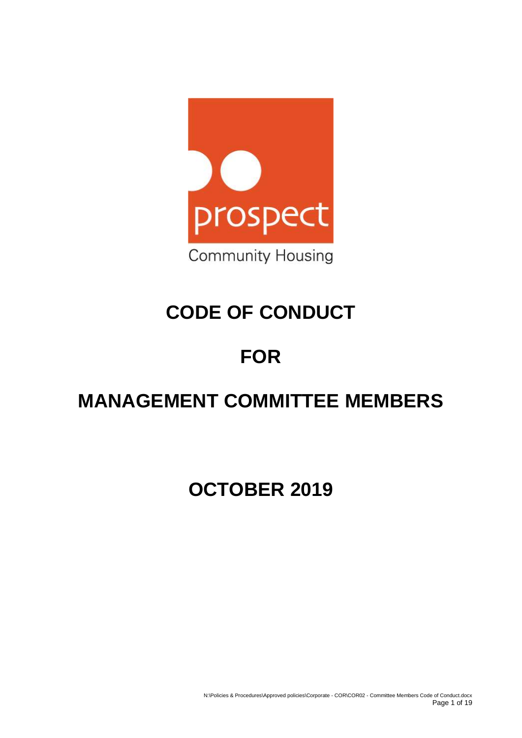prospect

Community Housing

# CODE OF CONDUCT

# FOR

# MANAGEMENT COMMITTEE MEMBERS

# OCTOBER 2019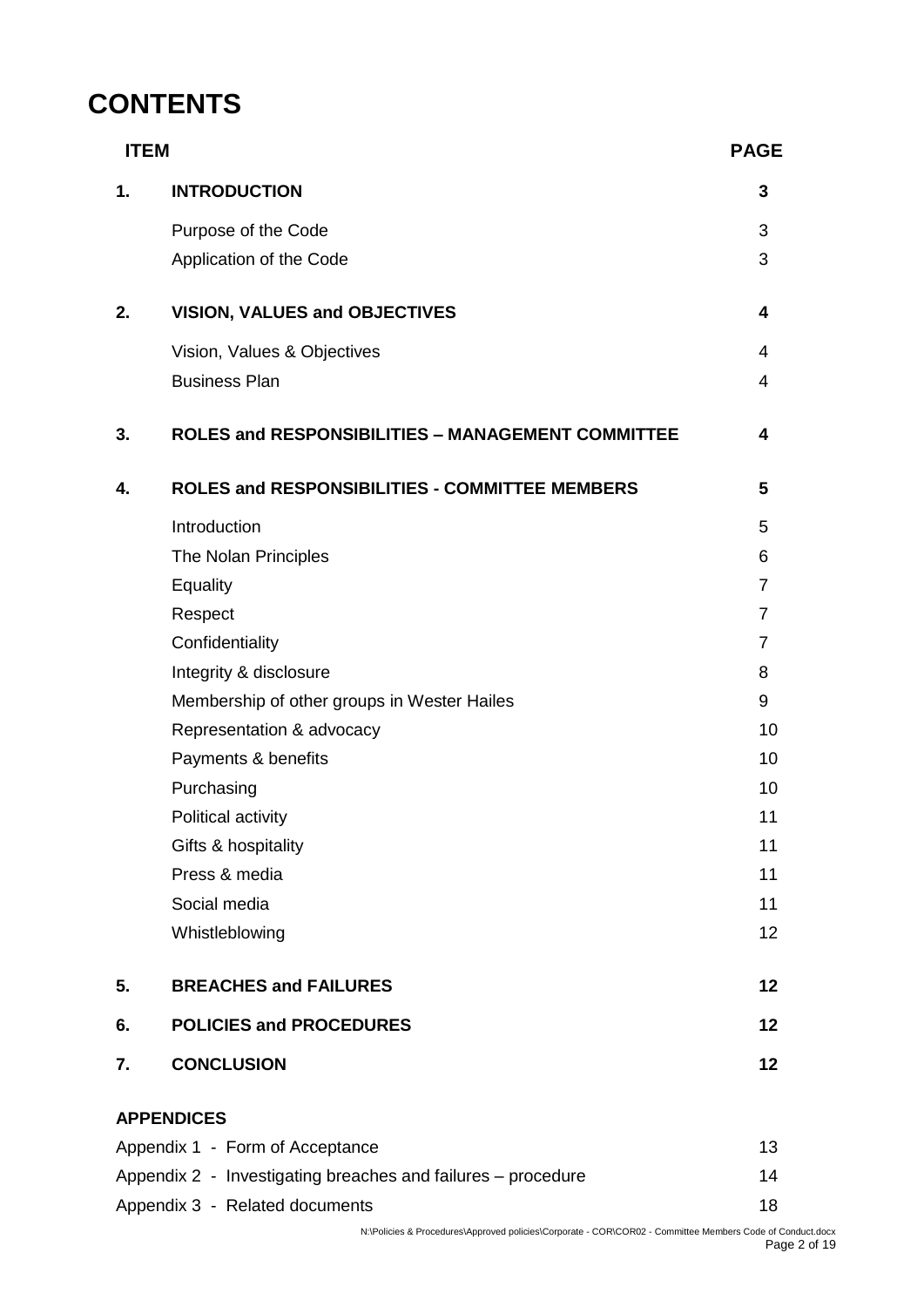# CONTENTS

| ITEM | | PAGE |
|---|---|---|
| **1.** | **INTRODUCTION** | **3** |
| | Purpose of the Code | 3 |
| | Application of the Code | 3 |
| **2.** | **VISION, VALUES and OBJECTIVES** | **4** |
| | Vision, Values & Objectives | 4 |
| | Business Plan | 4 |
| **3.** | **ROLES and RESPONSIBILITIES – MANAGEMENT COMMITTEE** | **4** |
| **4.** | **ROLES and RESPONSIBILITIES - COMMITTEE MEMBERS** | **5** |
| | Introduction | 5 |
| | The Nolan Principles | 6 |
| | Equality | 7 |
| | Respect | 7 |
| | Confidentiality | 7 |
| | Integrity & disclosure | 8 |
| | Membership of other groups in Wester Hailes | 9 |
| | Representation & advocacy | 10 |
| | Payments & benefits | 10 |
| | Purchasing | 10 |
| | Political activity | 11 |
| | Gifts & hospitality | 11 |
| | Press & media | 11 |
| | Social media | 11 |
| | Whistleblowing | 12 |
| **5.** | **BREACHES and FAILURES** | **12** |
| **6.** | **POLICIES and PROCEDURES** | **12** |
| **7.** | **CONCLUSION** | **12** |

**APPENDICES**

| | |
|---|---|
| Appendix 1 - Form of Acceptance | 13 |
| Appendix 2 - Investigating breaches and failures – procedure | 14 |
| Appendix 3 - Related documents | 18 |

N:\Policies & Procedures\Approved policies\Corporate - COR\COR02 - Committee Members Code of Conduct.docx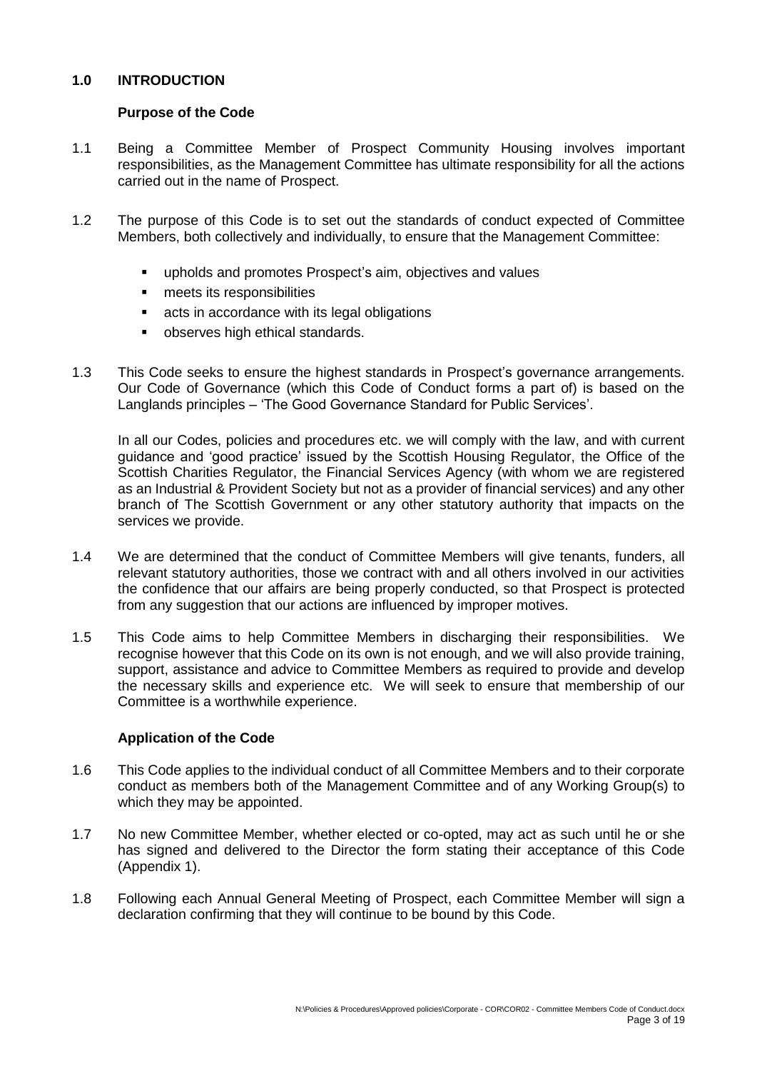## 1.0 INTRODUCTION

### Purpose of the Code

1.1 Being a Committee Member of Prospect Community Housing involves important responsibilities, as the Management Committee has ultimate responsibility for all the actions carried out in the name of Prospect.

1.2 The purpose of this Code is to set out the standards of conduct expected of Committee Members, both collectively and individually, to ensure that the Management Committee:

- upholds and promotes Prospect's aim, objectives and values
- meets its responsibilities
- acts in accordance with its legal obligations
- observes high ethical standards.

1.3 This Code seeks to ensure the highest standards in Prospect's governance arrangements. Our Code of Governance (which this Code of Conduct forms a part of) is based on the Langlands principles – 'The Good Governance Standard for Public Services'.

In all our Codes, policies and procedures etc. we will comply with the law, and with current guidance and 'good practice' issued by the Scottish Housing Regulator, the Office of the Scottish Charities Regulator, the Financial Services Agency (with whom we are registered as an Industrial & Provident Society but not as a provider of financial services) and any other branch of The Scottish Government or any other statutory authority that impacts on the services we provide.

1.4 We are determined that the conduct of Committee Members will give tenants, funders, all relevant statutory authorities, those we contract with and all others involved in our activities the confidence that our affairs are being properly conducted, so that Prospect is protected from any suggestion that our actions are influenced by improper motives.

1.5 This Code aims to help Committee Members in discharging their responsibilities. We recognise however that this Code on its own is not enough, and we will also provide training, support, assistance and advice to Committee Members as required to provide and develop the necessary skills and experience etc. We will seek to ensure that membership of our Committee is a worthwhile experience.

### Application of the Code

1.6 This Code applies to the individual conduct of all Committee Members and to their corporate conduct as members both of the Management Committee and of any Working Group(s) to which they may be appointed.

1.7 No new Committee Member, whether elected or co-opted, may act as such until he or she has signed and delivered to the Director the form stating their acceptance of this Code (Appendix 1).

1.8 Following each Annual General Meeting of Prospect, each Committee Member will sign a declaration confirming that they will continue to be bound by this Code.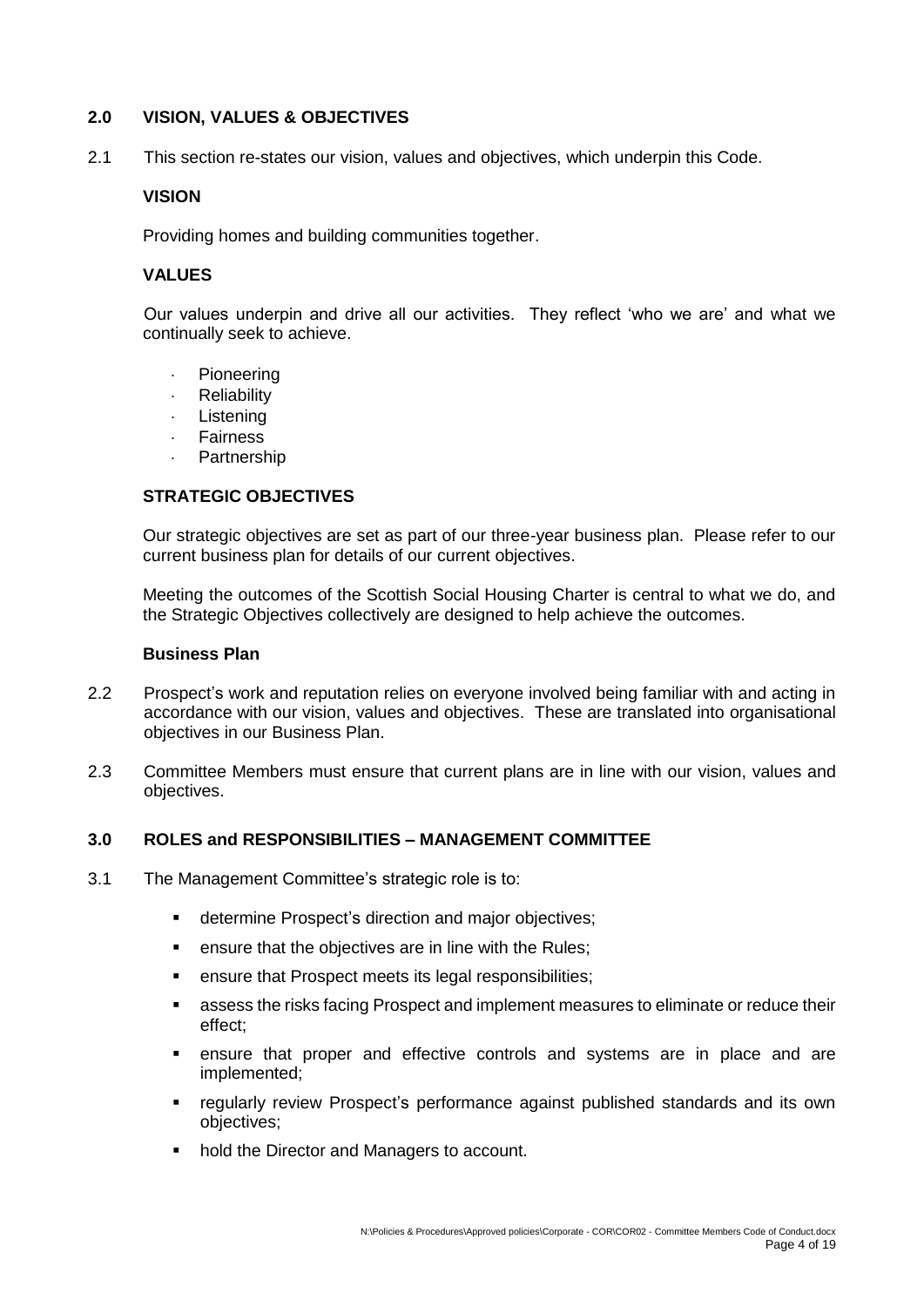## 2.0 VISION, VALUES & OBJECTIVES

2.1 This section re-states our vision, values and objectives, which underpin this Code.

**VISION**

Providing homes and building communities together.

**VALUES**

Our values underpin and drive all our activities. They reflect 'who we are' and what we continually seek to achieve.

- Pioneering
- Reliability
- Listening
- Fairness
- Partnership

**STRATEGIC OBJECTIVES**

Our strategic objectives are set as part of our three-year business plan. Please refer to our current business plan for details of our current objectives.

Meeting the outcomes of the Scottish Social Housing Charter is central to what we do, and the Strategic Objectives collectively are designed to help achieve the outcomes.

**Business Plan**

2.2 Prospect's work and reputation relies on everyone involved being familiar with and acting in accordance with our vision, values and objectives. These are translated into organisational objectives in our Business Plan.

2.3 Committee Members must ensure that current plans are in line with our vision, values and objectives.

## 3.0 ROLES and RESPONSIBILITIES – MANAGEMENT COMMITTEE

3.1 The Management Committee's strategic role is to:

- determine Prospect's direction and major objectives;
- ensure that the objectives are in line with the Rules;
- ensure that Prospect meets its legal responsibilities;
- assess the risks facing Prospect and implement measures to eliminate or reduce their effect;
- ensure that proper and effective controls and systems are in place and are implemented;
- regularly review Prospect's performance against published standards and its own objectives;
- hold the Director and Managers to account.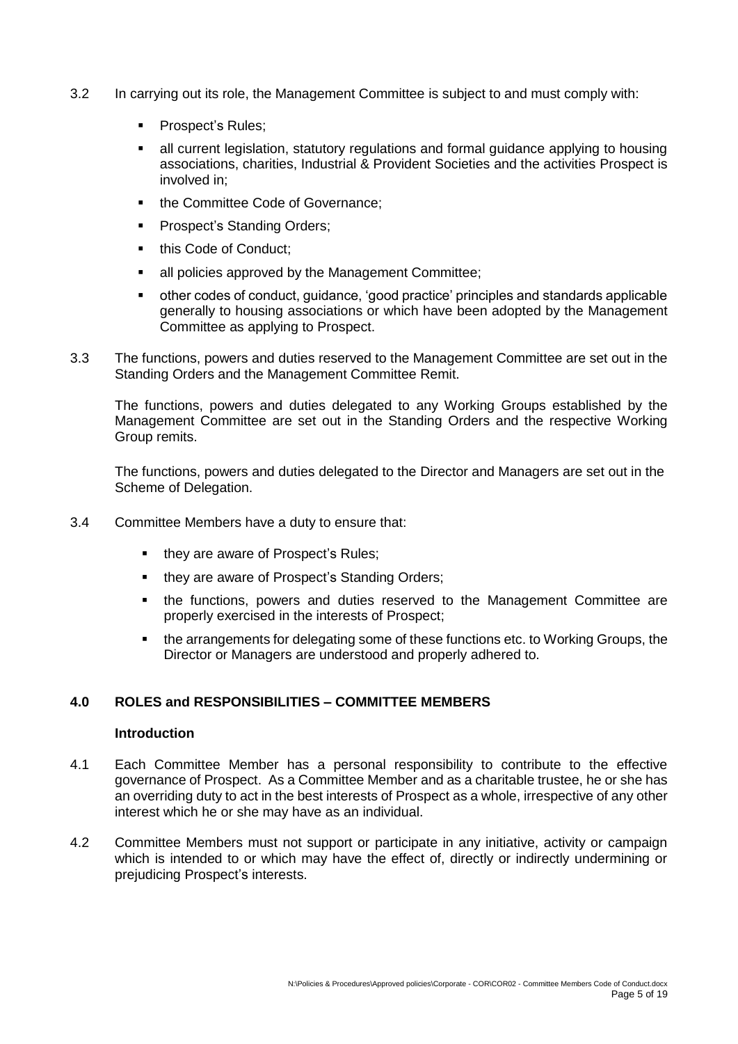3.2 In carrying out its role, the Management Committee is subject to and must comply with:

- Prospect's Rules;
- all current legislation, statutory regulations and formal guidance applying to housing associations, charities, Industrial & Provident Societies and the activities Prospect is involved in;
- the Committee Code of Governance;
- Prospect's Standing Orders;
- this Code of Conduct;
- all policies approved by the Management Committee;
- other codes of conduct, guidance, 'good practice' principles and standards applicable generally to housing associations or which have been adopted by the Management Committee as applying to Prospect.

3.3 The functions, powers and duties reserved to the Management Committee are set out in the Standing Orders and the Management Committee Remit.

The functions, powers and duties delegated to any Working Groups established by the Management Committee are set out in the Standing Orders and the respective Working Group remits.

The functions, powers and duties delegated to the Director and Managers are set out in the Scheme of Delegation.

3.4 Committee Members have a duty to ensure that:

- they are aware of Prospect's Rules;
- they are aware of Prospect's Standing Orders;
- the functions, powers and duties reserved to the Management Committee are properly exercised in the interests of Prospect;
- the arrangements for delegating some of these functions etc. to Working Groups, the Director or Managers are understood and properly adhered to.

## 4.0 ROLES and RESPONSIBILITIES – COMMITTEE MEMBERS

### Introduction

4.1 Each Committee Member has a personal responsibility to contribute to the effective governance of Prospect. As a Committee Member and as a charitable trustee, he or she has an overriding duty to act in the best interests of Prospect as a whole, irrespective of any other interest which he or she may have as an individual.

4.2 Committee Members must not support or participate in any initiative, activity or campaign which is intended to or which may have the effect of, directly or indirectly undermining or prejudicing Prospect's interests.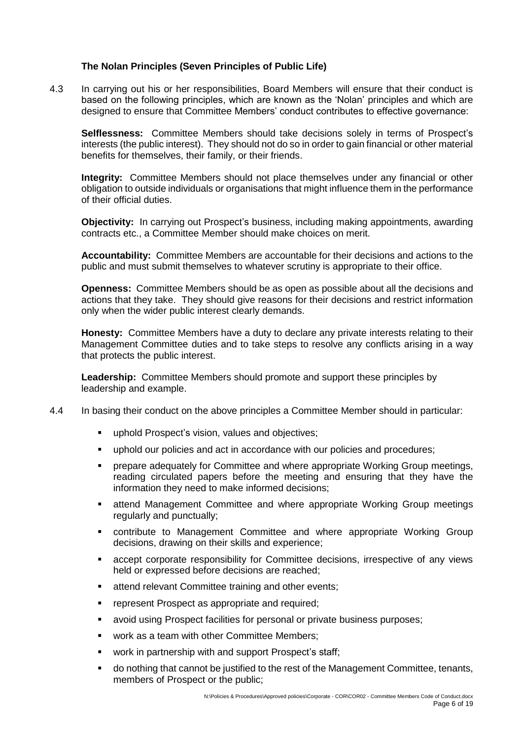### The Nolan Principles (Seven Principles of Public Life)

4.3 In carrying out his or her responsibilities, Board Members will ensure that their conduct is based on the following principles, which are known as the 'Nolan' principles and which are designed to ensure that Committee Members' conduct contributes to effective governance:

**Selflessness:** Committee Members should take decisions solely in terms of Prospect's interests (the public interest). They should not do so in order to gain financial or other material benefits for themselves, their family, or their friends.

**Integrity:** Committee Members should not place themselves under any financial or other obligation to outside individuals or organisations that might influence them in the performance of their official duties.

**Objectivity:** In carrying out Prospect's business, including making appointments, awarding contracts etc., a Committee Member should make choices on merit.

**Accountability:** Committee Members are accountable for their decisions and actions to the public and must submit themselves to whatever scrutiny is appropriate to their office.

**Openness:** Committee Members should be as open as possible about all the decisions and actions that they take. They should give reasons for their decisions and restrict information only when the wider public interest clearly demands.

**Honesty:** Committee Members have a duty to declare any private interests relating to their Management Committee duties and to take steps to resolve any conflicts arising in a way that protects the public interest.

**Leadership:** Committee Members should promote and support these principles by leadership and example.

4.4 In basing their conduct on the above principles a Committee Member should in particular:

- uphold Prospect's vision, values and objectives;
- uphold our policies and act in accordance with our policies and procedures;
- prepare adequately for Committee and where appropriate Working Group meetings, reading circulated papers before the meeting and ensuring that they have the information they need to make informed decisions;
- attend Management Committee and where appropriate Working Group meetings regularly and punctually;
- contribute to Management Committee and where appropriate Working Group decisions, drawing on their skills and experience;
- accept corporate responsibility for Committee decisions, irrespective of any views held or expressed before decisions are reached;
- attend relevant Committee training and other events;
- represent Prospect as appropriate and required;
- avoid using Prospect facilities for personal or private business purposes;
- work as a team with other Committee Members;
- work in partnership with and support Prospect's staff;
- do nothing that cannot be justified to the rest of the Management Committee, tenants, members of Prospect or the public;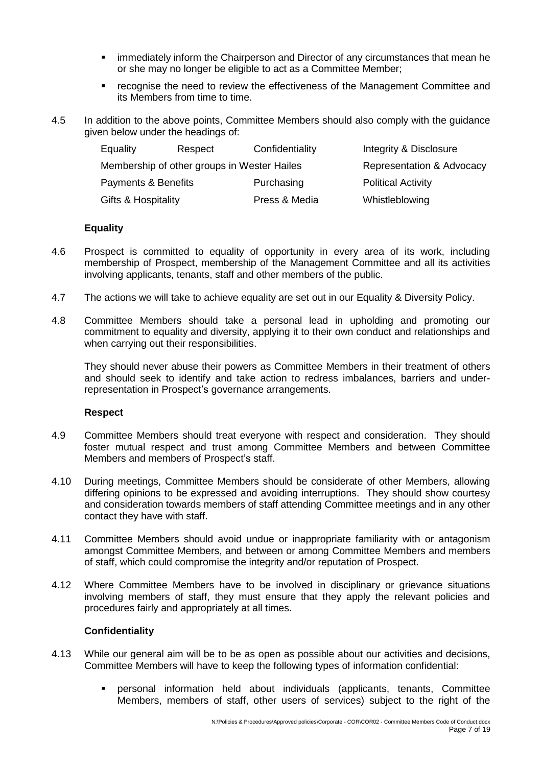- immediately inform the Chairperson and Director of any circumstances that mean he or she may no longer be eligible to act as a Committee Member;
- recognise the need to review the effectiveness of the Management Committee and its Members from time to time.

4.5 In addition to the above points, Committee Members should also comply with the guidance given below under the headings of:

| | | | |
|---|---|---|---|
| Equality | Respect | Confidentiality | Integrity & Disclosure |
| Membership of other groups in Wester Hailes | | | Representation & Advocacy |
| Payments & Benefits | | Purchasing | Political Activity |
| Gifts & Hospitality | | Press & Media | Whistleblowing |

### Equality

4.6 Prospect is committed to equality of opportunity in every area of its work, including membership of Prospect, membership of the Management Committee and all its activities involving applicants, tenants, staff and other members of the public.

4.7 The actions we will take to achieve equality are set out in our Equality & Diversity Policy.

4.8 Committee Members should take a personal lead in upholding and promoting our commitment to equality and diversity, applying it to their own conduct and relationships and when carrying out their responsibilities.

They should never abuse their powers as Committee Members in their treatment of others and should seek to identify and take action to redress imbalances, barriers and under-representation in Prospect's governance arrangements.

### Respect

4.9 Committee Members should treat everyone with respect and consideration. They should foster mutual respect and trust among Committee Members and between Committee Members and members of Prospect's staff.

4.10 During meetings, Committee Members should be considerate of other Members, allowing differing opinions to be expressed and avoiding interruptions. They should show courtesy and consideration towards members of staff attending Committee meetings and in any other contact they have with staff.

4.11 Committee Members should avoid undue or inappropriate familiarity with or antagonism amongst Committee Members, and between or among Committee Members and members of staff, which could compromise the integrity and/or reputation of Prospect.

4.12 Where Committee Members have to be involved in disciplinary or grievance situations involving members of staff, they must ensure that they apply the relevant policies and procedures fairly and appropriately at all times.

### Confidentiality

4.13 While our general aim will be to be as open as possible about our activities and decisions, Committee Members will have to keep the following types of information confidential:

- personal information held about individuals (applicants, tenants, Committee Members, members of staff, other users of services) subject to the right of the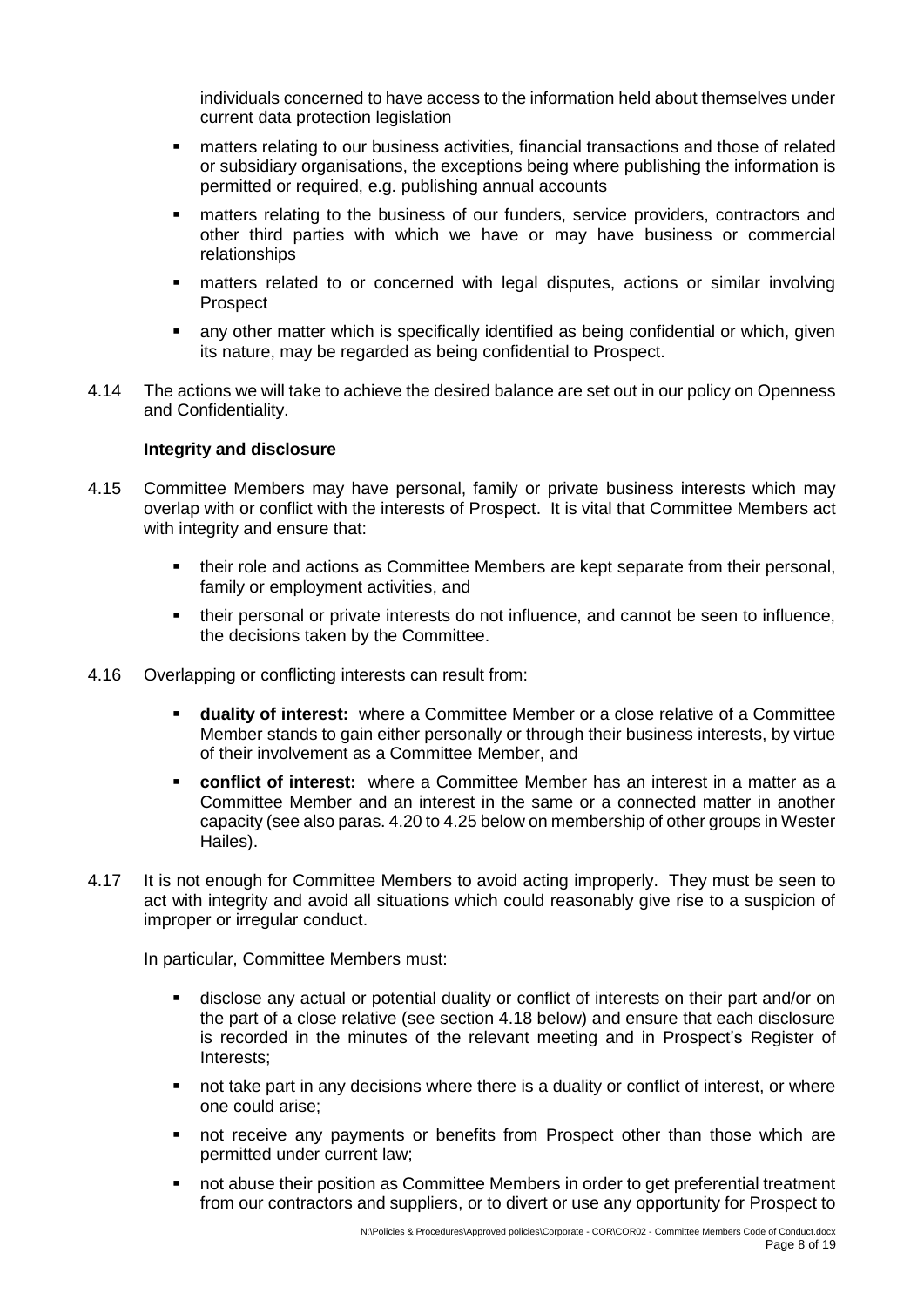individuals concerned to have access to the information held about themselves under current data protection legislation

- matters relating to our business activities, financial transactions and those of related or subsidiary organisations, the exceptions being where publishing the information is permitted or required, e.g. publishing annual accounts
- matters relating to the business of our funders, service providers, contractors and other third parties with which we have or may have business or commercial relationships
- matters related to or concerned with legal disputes, actions or similar involving Prospect
- any other matter which is specifically identified as being confidential or which, given its nature, may be regarded as being confidential to Prospect.

4.14 The actions we will take to achieve the desired balance are set out in our policy on Openness and Confidentiality.

**Integrity and disclosure**

4.15 Committee Members may have personal, family or private business interests which may overlap with or conflict with the interests of Prospect. It is vital that Committee Members act with integrity and ensure that:

- their role and actions as Committee Members are kept separate from their personal, family or employment activities, and
- their personal or private interests do not influence, and cannot be seen to influence, the decisions taken by the Committee.

4.16 Overlapping or conflicting interests can result from:

- **duality of interest:** where a Committee Member or a close relative of a Committee Member stands to gain either personally or through their business interests, by virtue of their involvement as a Committee Member, and
- **conflict of interest:** where a Committee Member has an interest in a matter as a Committee Member and an interest in the same or a connected matter in another capacity (see also paras. 4.20 to 4.25 below on membership of other groups in Wester Hailes).

4.17 It is not enough for Committee Members to avoid acting improperly. They must be seen to act with integrity and avoid all situations which could reasonably give rise to a suspicion of improper or irregular conduct.

In particular, Committee Members must:

- disclose any actual or potential duality or conflict of interests on their part and/or on the part of a close relative (see section 4.18 below) and ensure that each disclosure is recorded in the minutes of the relevant meeting and in Prospect's Register of Interests;
- not take part in any decisions where there is a duality or conflict of interest, or where one could arise;
- not receive any payments or benefits from Prospect other than those which are permitted under current law;
- not abuse their position as Committee Members in order to get preferential treatment from our contractors and suppliers, or to divert or use any opportunity for Prospect to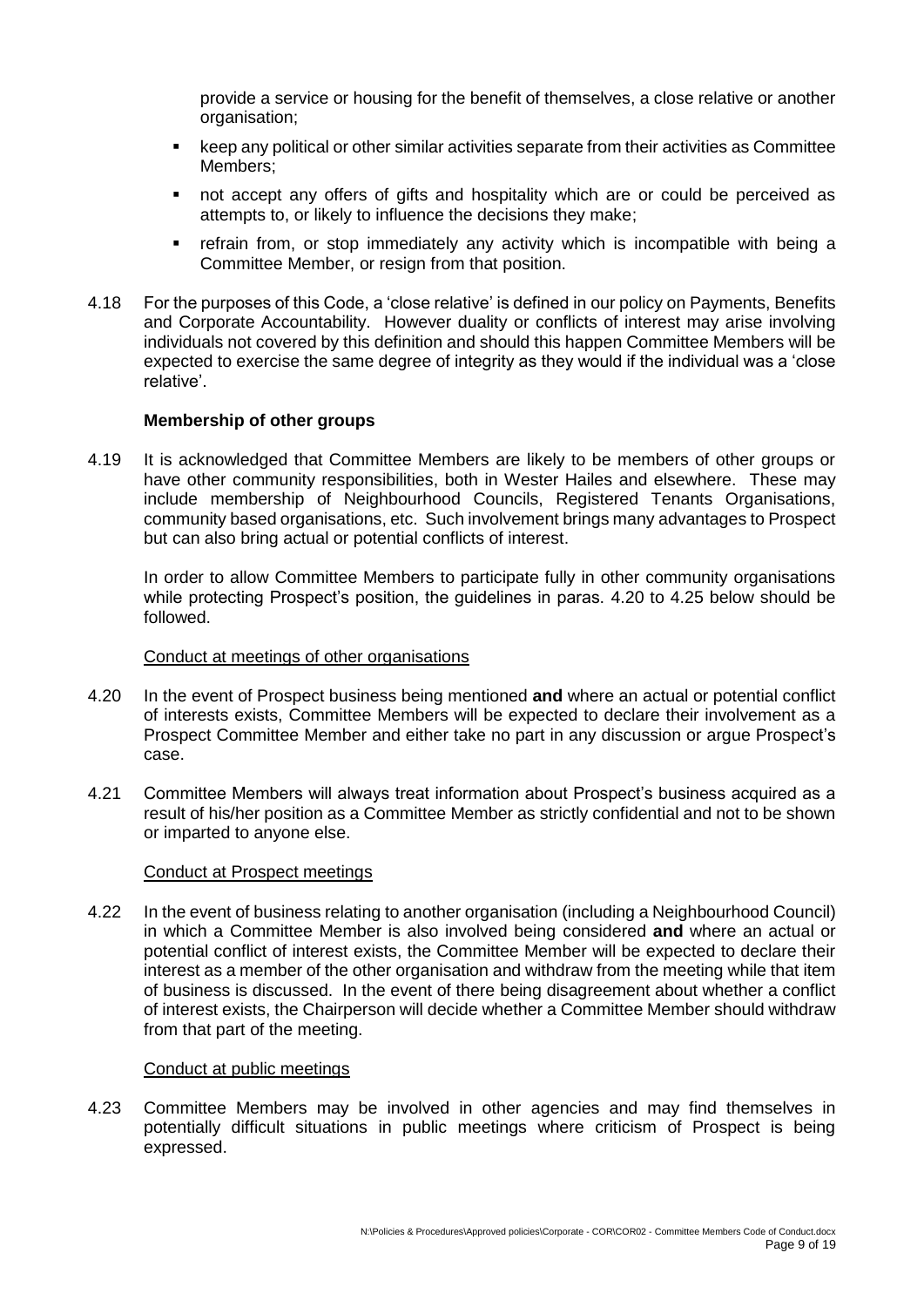provide a service or housing for the benefit of themselves, a close relative or another organisation;

- keep any political or other similar activities separate from their activities as Committee Members;
- not accept any offers of gifts and hospitality which are or could be perceived as attempts to, or likely to influence the decisions they make;
- refrain from, or stop immediately any activity which is incompatible with being a Committee Member, or resign from that position.

4.18 For the purposes of this Code, a 'close relative' is defined in our policy on Payments, Benefits and Corporate Accountability. However duality or conflicts of interest may arise involving individuals not covered by this definition and should this happen Committee Members will be expected to exercise the same degree of integrity as they would if the individual was a 'close relative'.

**Membership of other groups**

4.19 It is acknowledged that Committee Members are likely to be members of other groups or have other community responsibilities, both in Wester Hailes and elsewhere. These may include membership of Neighbourhood Councils, Registered Tenants Organisations, community based organisations, etc. Such involvement brings many advantages to Prospect but can also bring actual or potential conflicts of interest.

In order to allow Committee Members to participate fully in other community organisations while protecting Prospect's position, the guidelines in paras. 4.20 to 4.25 below should be followed.

Conduct at meetings of other organisations

4.20 In the event of Prospect business being mentioned **and** where an actual or potential conflict of interests exists, Committee Members will be expected to declare their involvement as a Prospect Committee Member and either take no part in any discussion or argue Prospect's case.

4.21 Committee Members will always treat information about Prospect's business acquired as a result of his/her position as a Committee Member as strictly confidential and not to be shown or imparted to anyone else.

Conduct at Prospect meetings

4.22 In the event of business relating to another organisation (including a Neighbourhood Council) in which a Committee Member is also involved being considered **and** where an actual or potential conflict of interest exists, the Committee Member will be expected to declare their interest as a member of the other organisation and withdraw from the meeting while that item of business is discussed. In the event of there being disagreement about whether a conflict of interest exists, the Chairperson will decide whether a Committee Member should withdraw from that part of the meeting.

Conduct at public meetings

4.23 Committee Members may be involved in other agencies and may find themselves in potentially difficult situations in public meetings where criticism of Prospect is being expressed.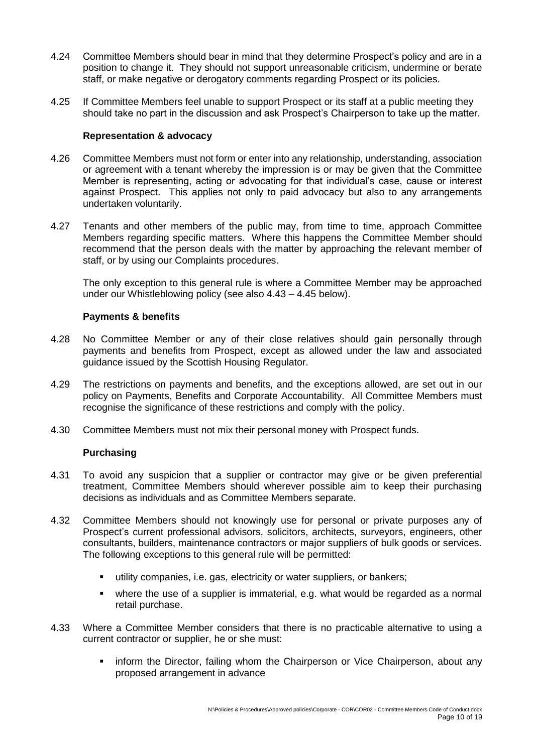4.24 Committee Members should bear in mind that they determine Prospect's policy and are in a position to change it. They should not support unreasonable criticism, undermine or berate staff, or make negative or derogatory comments regarding Prospect or its policies.

4.25 If Committee Members feel unable to support Prospect or its staff at a public meeting they should take no part in the discussion and ask Prospect's Chairperson to take up the matter.

### Representation & advocacy

4.26 Committee Members must not form or enter into any relationship, understanding, association or agreement with a tenant whereby the impression is or may be given that the Committee Member is representing, acting or advocating for that individual's case, cause or interest against Prospect. This applies not only to paid advocacy but also to any arrangements undertaken voluntarily.

4.27 Tenants and other members of the public may, from time to time, approach Committee Members regarding specific matters. Where this happens the Committee Member should recommend that the person deals with the matter by approaching the relevant member of staff, or by using our Complaints procedures.

The only exception to this general rule is where a Committee Member may be approached under our Whistleblowing policy (see also 4.43 – 4.45 below).

### Payments & benefits

4.28 No Committee Member or any of their close relatives should gain personally through payments and benefits from Prospect, except as allowed under the law and associated guidance issued by the Scottish Housing Regulator.

4.29 The restrictions on payments and benefits, and the exceptions allowed, are set out in our policy on Payments, Benefits and Corporate Accountability. All Committee Members must recognise the significance of these restrictions and comply with the policy.

4.30 Committee Members must not mix their personal money with Prospect funds.

### Purchasing

4.31 To avoid any suspicion that a supplier or contractor may give or be given preferential treatment, Committee Members should wherever possible aim to keep their purchasing decisions as individuals and as Committee Members separate.

4.32 Committee Members should not knowingly use for personal or private purposes any of Prospect's current professional advisors, solicitors, architects, surveyors, engineers, other consultants, builders, maintenance contractors or major suppliers of bulk goods or services. The following exceptions to this general rule will be permitted:

- utility companies, i.e. gas, electricity or water suppliers, or bankers;
- where the use of a supplier is immaterial, e.g. what would be regarded as a normal retail purchase.

4.33 Where a Committee Member considers that there is no practicable alternative to using a current contractor or supplier, he or she must:

- inform the Director, failing whom the Chairperson or Vice Chairperson, about any proposed arrangement in advance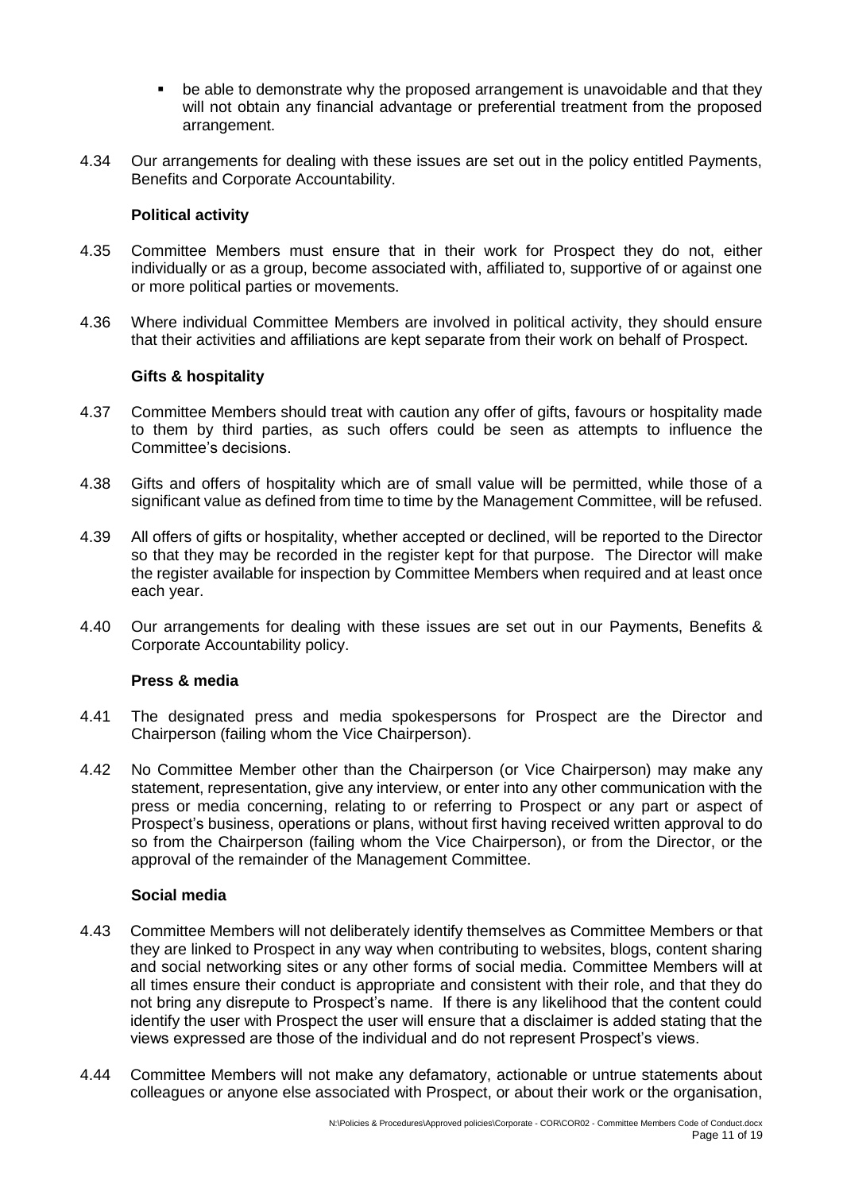- be able to demonstrate why the proposed arrangement is unavoidable and that they will not obtain any financial advantage or preferential treatment from the proposed arrangement.

4.34 Our arrangements for dealing with these issues are set out in the policy entitled Payments, Benefits and Corporate Accountability.

**Political activity**

4.35 Committee Members must ensure that in their work for Prospect they do not, either individually or as a group, become associated with, affiliated to, supportive of or against one or more political parties or movements.

4.36 Where individual Committee Members are involved in political activity, they should ensure that their activities and affiliations are kept separate from their work on behalf of Prospect.

**Gifts & hospitality**

4.37 Committee Members should treat with caution any offer of gifts, favours or hospitality made to them by third parties, as such offers could be seen as attempts to influence the Committee's decisions.

4.38 Gifts and offers of hospitality which are of small value will be permitted, while those of a significant value as defined from time to time by the Management Committee, will be refused.

4.39 All offers of gifts or hospitality, whether accepted or declined, will be reported to the Director so that they may be recorded in the register kept for that purpose. The Director will make the register available for inspection by Committee Members when required and at least once each year.

4.40 Our arrangements for dealing with these issues are set out in our Payments, Benefits & Corporate Accountability policy.

**Press & media**

4.41 The designated press and media spokespersons for Prospect are the Director and Chairperson (failing whom the Vice Chairperson).

4.42 No Committee Member other than the Chairperson (or Vice Chairperson) may make any statement, representation, give any interview, or enter into any other communication with the press or media concerning, relating to or referring to Prospect or any part or aspect of Prospect's business, operations or plans, without first having received written approval to do so from the Chairperson (failing whom the Vice Chairperson), or from the Director, or the approval of the remainder of the Management Committee.

**Social media**

4.43 Committee Members will not deliberately identify themselves as Committee Members or that they are linked to Prospect in any way when contributing to websites, blogs, content sharing and social networking sites or any other forms of social media. Committee Members will at all times ensure their conduct is appropriate and consistent with their role, and that they do not bring any disrepute to Prospect's name. If there is any likelihood that the content could identify the user with Prospect the user will ensure that a disclaimer is added stating that the views expressed are those of the individual and do not represent Prospect's views.

4.44 Committee Members will not make any defamatory, actionable or untrue statements about colleagues or anyone else associated with Prospect, or about their work or the organisation,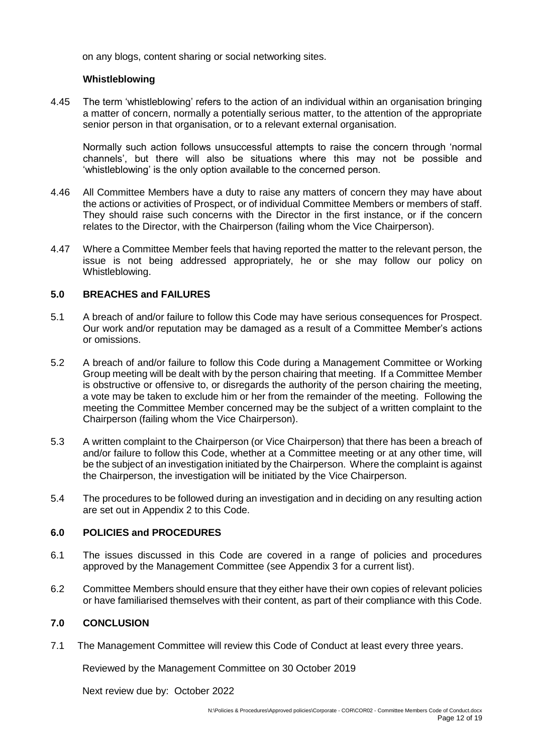on any blogs, content sharing or social networking sites.

**Whistleblowing**

4.45 The term 'whistleblowing' refers to the action of an individual within an organisation bringing a matter of concern, normally a potentially serious matter, to the attention of the appropriate senior person in that organisation, or to a relevant external organisation.

Normally such action follows unsuccessful attempts to raise the concern through 'normal channels', but there will also be situations where this may not be possible and 'whistleblowing' is the only option available to the concerned person.

4.46 All Committee Members have a duty to raise any matters of concern they may have about the actions or activities of Prospect, or of individual Committee Members or members of staff. They should raise such concerns with the Director in the first instance, or if the concern relates to the Director, with the Chairperson (failing whom the Vice Chairperson).

4.47 Where a Committee Member feels that having reported the matter to the relevant person, the issue is not being addressed appropriately, he or she may follow our policy on Whistleblowing.

## 5.0 BREACHES and FAILURES

5.1 A breach of and/or failure to follow this Code may have serious consequences for Prospect. Our work and/or reputation may be damaged as a result of a Committee Member's actions or omissions.

5.2 A breach of and/or failure to follow this Code during a Management Committee or Working Group meeting will be dealt with by the person chairing that meeting. If a Committee Member is obstructive or offensive to, or disregards the authority of the person chairing the meeting, a vote may be taken to exclude him or her from the remainder of the meeting. Following the meeting the Committee Member concerned may be the subject of a written complaint to the Chairperson (failing whom the Vice Chairperson).

5.3 A written complaint to the Chairperson (or Vice Chairperson) that there has been a breach of and/or failure to follow this Code, whether at a Committee meeting or at any other time, will be the subject of an investigation initiated by the Chairperson. Where the complaint is against the Chairperson, the investigation will be initiated by the Vice Chairperson.

5.4 The procedures to be followed during an investigation and in deciding on any resulting action are set out in Appendix 2 to this Code.

## 6.0 POLICIES and PROCEDURES

6.1 The issues discussed in this Code are covered in a range of policies and procedures approved by the Management Committee (see Appendix 3 for a current list).

6.2 Committee Members should ensure that they either have their own copies of relevant policies or have familiarised themselves with their content, as part of their compliance with this Code.

## 7.0 CONCLUSION

7.1 The Management Committee will review this Code of Conduct at least every three years.

Reviewed by the Management Committee on 30 October 2019

Next review due by: October 2022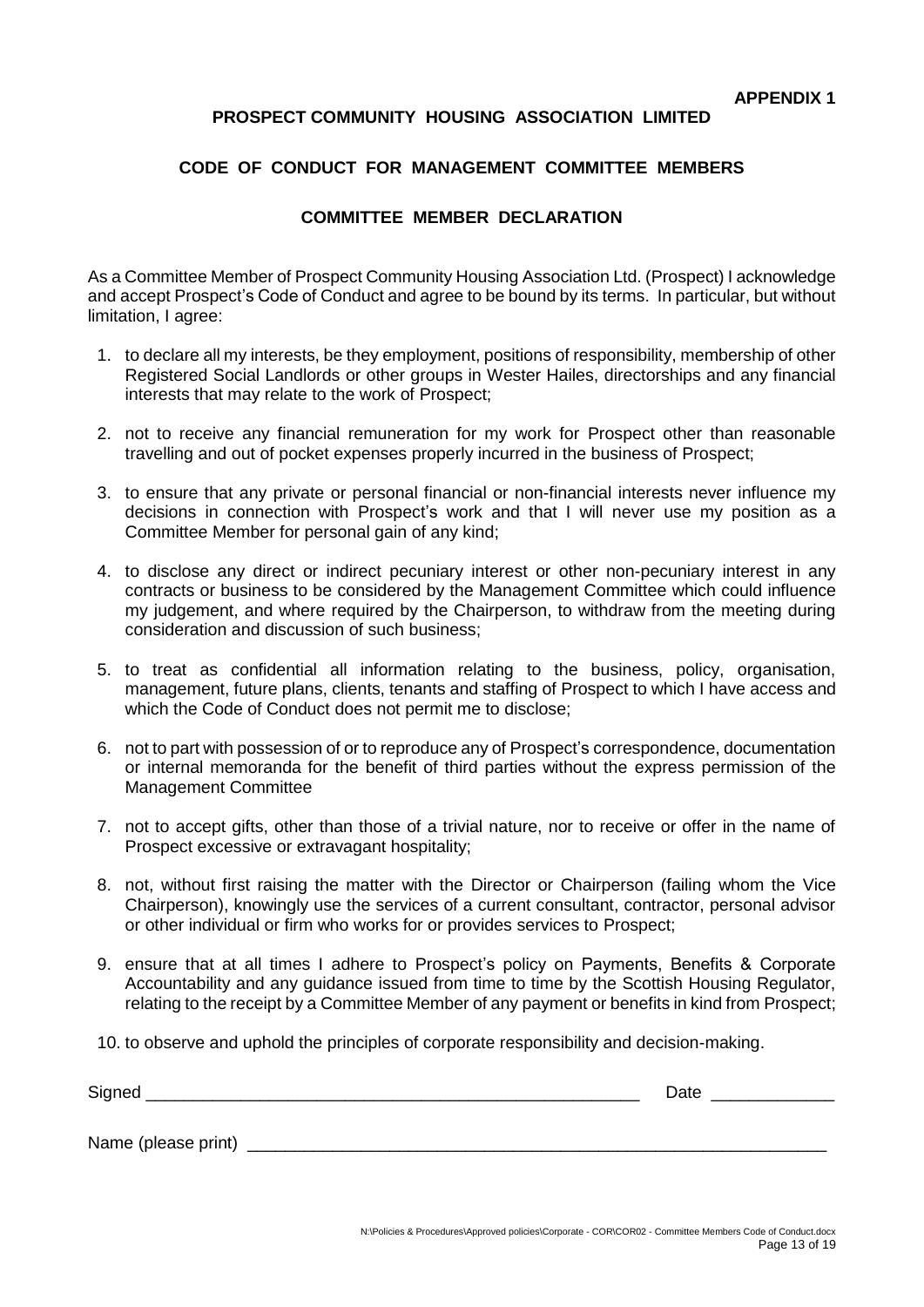**APPENDIX 1**

# PROSPECT COMMUNITY HOUSING ASSOCIATION LIMITED

## CODE OF CONDUCT FOR MANAGEMENT COMMITTEE MEMBERS

## COMMITTEE MEMBER DECLARATION

As a Committee Member of Prospect Community Housing Association Ltd. (Prospect) I acknowledge and accept Prospect's Code of Conduct and agree to be bound by its terms. In particular, but without limitation, I agree:

1. to declare all my interests, be they employment, positions of responsibility, membership of other Registered Social Landlords or other groups in Wester Hailes, directorships and any financial interests that may relate to the work of Prospect;
2. not to receive any financial remuneration for my work for Prospect other than reasonable travelling and out of pocket expenses properly incurred in the business of Prospect;
3. to ensure that any private or personal financial or non-financial interests never influence my decisions in connection with Prospect's work and that I will never use my position as a Committee Member for personal gain of any kind;
4. to disclose any direct or indirect pecuniary interest or other non-pecuniary interest in any contracts or business to be considered by the Management Committee which could influence my judgement, and where required by the Chairperson, to withdraw from the meeting during consideration and discussion of such business;
5. to treat as confidential all information relating to the business, policy, organisation, management, future plans, clients, tenants and staffing of Prospect to which I have access and which the Code of Conduct does not permit me to disclose;
6. not to part with possession of or to reproduce any of Prospect's correspondence, documentation or internal memoranda for the benefit of third parties without the express permission of the Management Committee
7. not to accept gifts, other than those of a trivial nature, nor to receive or offer in the name of Prospect excessive or extravagant hospitality;
8. not, without first raising the matter with the Director or Chairperson (failing whom the Vice Chairperson), knowingly use the services of a current consultant, contractor, personal advisor or other individual or firm who works for or provides services to Prospect;
9. ensure that at all times I adhere to Prospect's policy on Payments, Benefits & Corporate Accountability and any guidance issued from time to time by the Scottish Housing Regulator, relating to the receipt by a Committee Member of any payment or benefits in kind from Prospect;
10. to observe and uphold the principles of corporate responsibility and decision-making.

Signed \_\_\_\_\_\_\_\_\_\_\_\_\_\_\_\_\_\_\_\_\_\_\_\_\_\_\_\_\_\_\_\_\_\_\_\_\_\_\_\_\_\_\_\_\_\_\_\_\_\_\_\_ Date \_\_\_\_\_\_\_\_\_\_\_\_\_

Name (please print) \_\_\_\_\_\_\_\_\_\_\_\_\_\_\_\_\_\_\_\_\_\_\_\_\_\_\_\_\_\_\_\_\_\_\_\_\_\_\_\_\_\_\_\_\_\_\_\_\_\_\_\_\_\_\_\_\_\_\_\_\_\_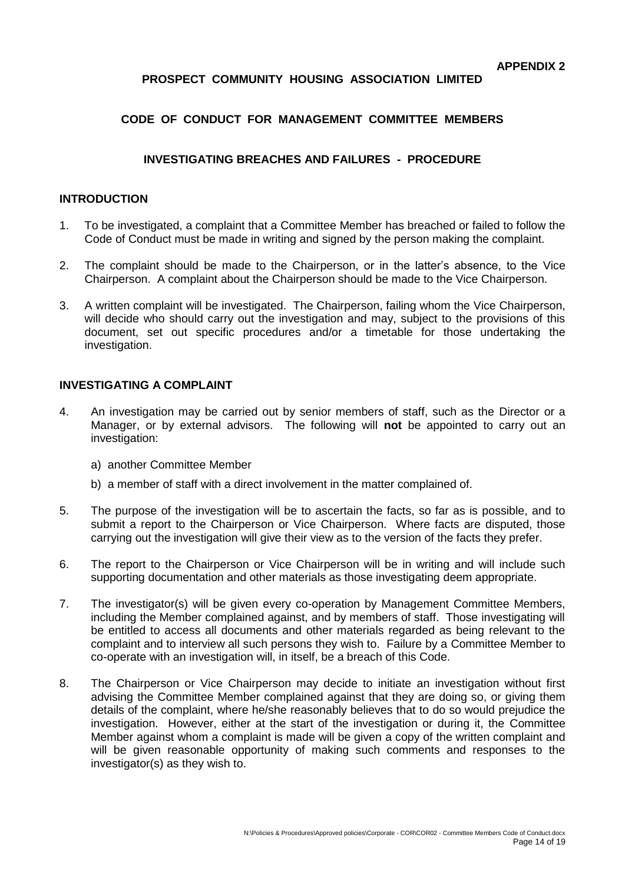**APPENDIX 2**

# PROSPECT COMMUNITY HOUSING ASSOCIATION LIMITED

## CODE OF CONDUCT FOR MANAGEMENT COMMITTEE MEMBERS

## INVESTIGATING BREACHES AND FAILURES - PROCEDURE

### INTRODUCTION

1. To be investigated, a complaint that a Committee Member has breached or failed to follow the Code of Conduct must be made in writing and signed by the person making the complaint.

2. The complaint should be made to the Chairperson, or in the latter's absence, to the Vice Chairperson. A complaint about the Chairperson should be made to the Vice Chairperson.

3. A written complaint will be investigated. The Chairperson, failing whom the Vice Chairperson, will decide who should carry out the investigation and may, subject to the provisions of this document, set out specific procedures and/or a timetable for those undertaking the investigation.

### INVESTIGATING A COMPLAINT

4. An investigation may be carried out by senior members of staff, such as the Director or a Manager, or by external advisors. The following will **not** be appointed to carry out an investigation:

   a) another Committee Member

   b) a member of staff with a direct involvement in the matter complained of.

5. The purpose of the investigation will be to ascertain the facts, so far as is possible, and to submit a report to the Chairperson or Vice Chairperson. Where facts are disputed, those carrying out the investigation will give their view as to the version of the facts they prefer.

6. The report to the Chairperson or Vice Chairperson will be in writing and will include such supporting documentation and other materials as those investigating deem appropriate.

7. The investigator(s) will be given every co-operation by Management Committee Members, including the Member complained against, and by members of staff. Those investigating will be entitled to access all documents and other materials regarded as being relevant to the complaint and to interview all such persons they wish to. Failure by a Committee Member to co-operate with an investigation will, in itself, be a breach of this Code.

8. The Chairperson or Vice Chairperson may decide to initiate an investigation without first advising the Committee Member complained against that they are doing so, or giving them details of the complaint, where he/she reasonably believes that to do so would prejudice the investigation. However, either at the start of the investigation or during it, the Committee Member against whom a complaint is made will be given a copy of the written complaint and will be given reasonable opportunity of making such comments and responses to the investigator(s) as they wish to.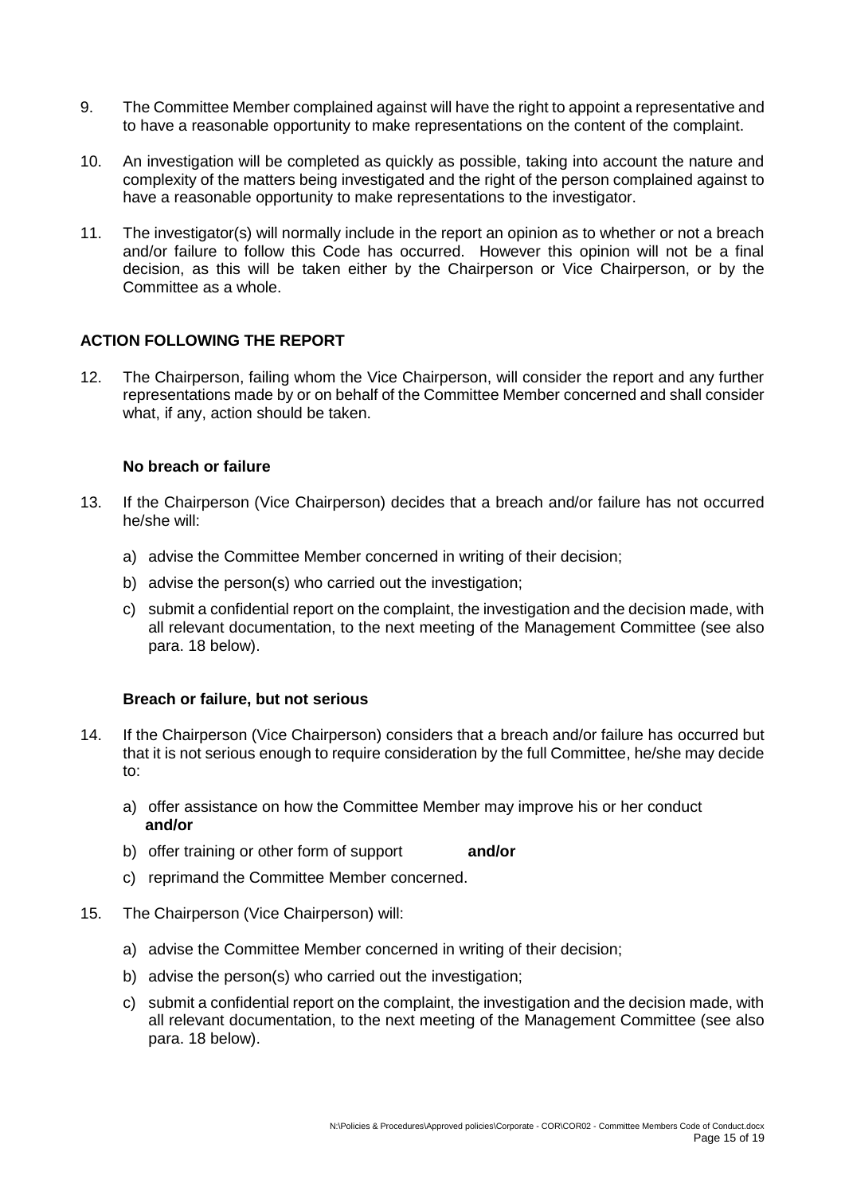9. The Committee Member complained against will have the right to appoint a representative and to have a reasonable opportunity to make representations on the content of the complaint.

10. An investigation will be completed as quickly as possible, taking into account the nature and complexity of the matters being investigated and the right of the person complained against to have a reasonable opportunity to make representations to the investigator.

11. The investigator(s) will normally include in the report an opinion as to whether or not a breach and/or failure to follow this Code has occurred. However this opinion will not be a final decision, as this will be taken either by the Chairperson or Vice Chairperson, or by the Committee as a whole.

## ACTION FOLLOWING THE REPORT

12. The Chairperson, failing whom the Vice Chairperson, will consider the report and any further representations made by or on behalf of the Committee Member concerned and shall consider what, if any, action should be taken.

### No breach or failure

13. If the Chairperson (Vice Chairperson) decides that a breach and/or failure has not occurred he/she will:

    a) advise the Committee Member concerned in writing of their decision;

    b) advise the person(s) who carried out the investigation;

    c) submit a confidential report on the complaint, the investigation and the decision made, with all relevant documentation, to the next meeting of the Management Committee (see also para. 18 below).

### Breach or failure, but not serious

14. If the Chairperson (Vice Chairperson) considers that a breach and/or failure has occurred but that it is not serious enough to require consideration by the full Committee, he/she may decide to:

    a) offer assistance on how the Committee Member may improve his or her conduct **and/or**

    b) offer training or other form of support **and/or**

    c) reprimand the Committee Member concerned.

15. The Chairperson (Vice Chairperson) will:

    a) advise the Committee Member concerned in writing of their decision;

    b) advise the person(s) who carried out the investigation;

    c) submit a confidential report on the complaint, the investigation and the decision made, with all relevant documentation, to the next meeting of the Management Committee (see also para. 18 below).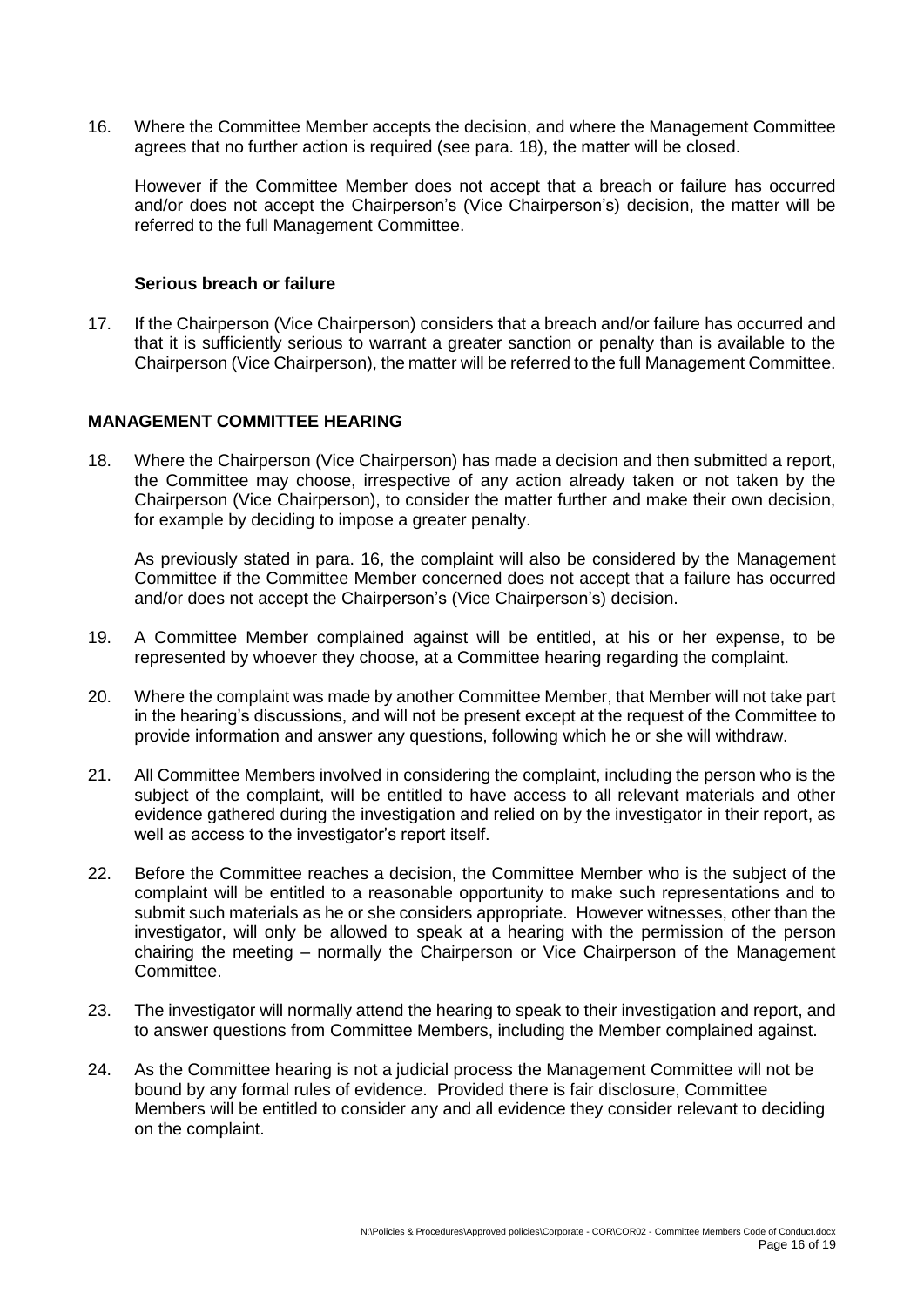16. Where the Committee Member accepts the decision, and where the Management Committee agrees that no further action is required (see para. 18), the matter will be closed.

    However if the Committee Member does not accept that a breach or failure has occurred and/or does not accept the Chairperson's (Vice Chairperson's) decision, the matter will be referred to the full Management Committee.

**Serious breach or failure**

17. If the Chairperson (Vice Chairperson) considers that a breach and/or failure has occurred and that it is sufficiently serious to warrant a greater sanction or penalty than is available to the Chairperson (Vice Chairperson), the matter will be referred to the full Management Committee.

## MANAGEMENT COMMITTEE HEARING

18. Where the Chairperson (Vice Chairperson) has made a decision and then submitted a report, the Committee may choose, irrespective of any action already taken or not taken by the Chairperson (Vice Chairperson), to consider the matter further and make their own decision, for example by deciding to impose a greater penalty.

    As previously stated in para. 16, the complaint will also be considered by the Management Committee if the Committee Member concerned does not accept that a failure has occurred and/or does not accept the Chairperson's (Vice Chairperson's) decision.

19. A Committee Member complained against will be entitled, at his or her expense, to be represented by whoever they choose, at a Committee hearing regarding the complaint.

20. Where the complaint was made by another Committee Member, that Member will not take part in the hearing's discussions, and will not be present except at the request of the Committee to provide information and answer any questions, following which he or she will withdraw.

21. All Committee Members involved in considering the complaint, including the person who is the subject of the complaint, will be entitled to have access to all relevant materials and other evidence gathered during the investigation and relied on by the investigator in their report, as well as access to the investigator's report itself.

22. Before the Committee reaches a decision, the Committee Member who is the subject of the complaint will be entitled to a reasonable opportunity to make such representations and to submit such materials as he or she considers appropriate. However witnesses, other than the investigator, will only be allowed to speak at a hearing with the permission of the person chairing the meeting – normally the Chairperson or Vice Chairperson of the Management Committee.

23. The investigator will normally attend the hearing to speak to their investigation and report, and to answer questions from Committee Members, including the Member complained against.

24. As the Committee hearing is not a judicial process the Management Committee will not be bound by any formal rules of evidence. Provided there is fair disclosure, Committee Members will be entitled to consider any and all evidence they consider relevant to deciding on the complaint.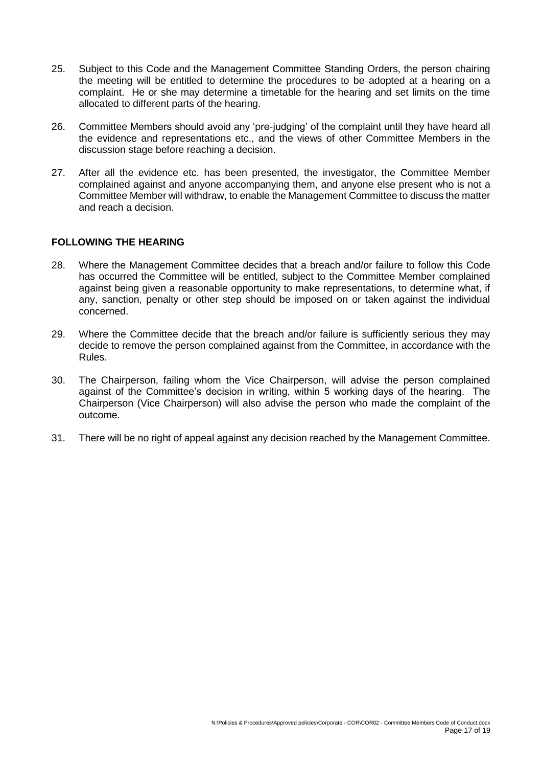25. Subject to this Code and the Management Committee Standing Orders, the person chairing the meeting will be entitled to determine the procedures to be adopted at a hearing on a complaint. He or she may determine a timetable for the hearing and set limits on the time allocated to different parts of the hearing.

26. Committee Members should avoid any 'pre-judging' of the complaint until they have heard all the evidence and representations etc., and the views of other Committee Members in the discussion stage before reaching a decision.

27. After all the evidence etc. has been presented, the investigator, the Committee Member complained against and anyone accompanying them, and anyone else present who is not a Committee Member will withdraw, to enable the Management Committee to discuss the matter and reach a decision.

**FOLLOWING THE HEARING**

28. Where the Management Committee decides that a breach and/or failure to follow this Code has occurred the Committee will be entitled, subject to the Committee Member complained against being given a reasonable opportunity to make representations, to determine what, if any, sanction, penalty or other step should be imposed on or taken against the individual concerned.

29. Where the Committee decide that the breach and/or failure is sufficiently serious they may decide to remove the person complained against from the Committee, in accordance with the Rules.

30. The Chairperson, failing whom the Vice Chairperson, will advise the person complained against of the Committee's decision in writing, within 5 working days of the hearing. The Chairperson (Vice Chairperson) will also advise the person who made the complaint of the outcome.

31. There will be no right of appeal against any decision reached by the Management Committee.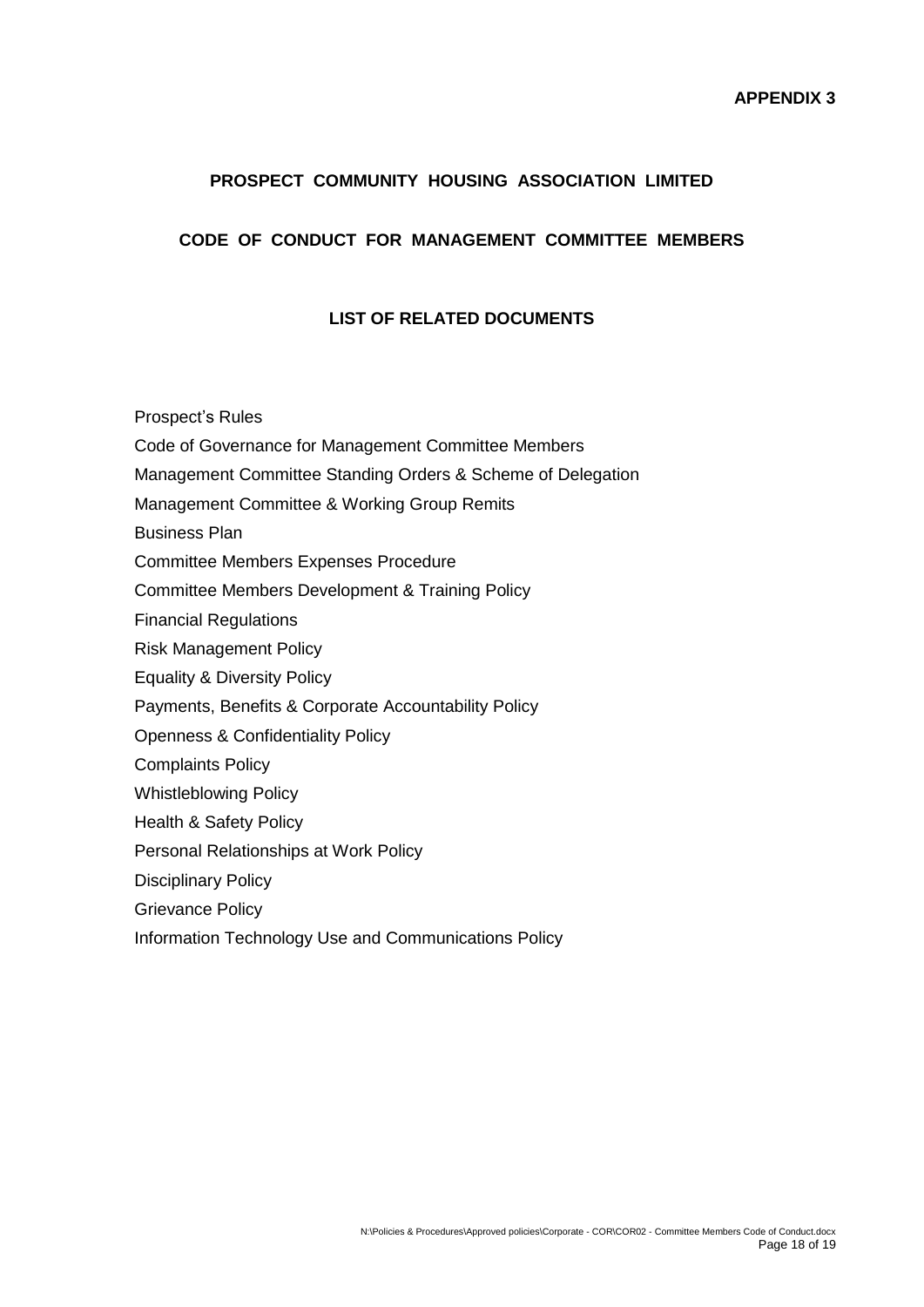**APPENDIX 3**

## PROSPECT COMMUNITY HOUSING ASSOCIATION LIMITED

## CODE OF CONDUCT FOR MANAGEMENT COMMITTEE MEMBERS

### LIST OF RELATED DOCUMENTS

Prospect's Rules

Code of Governance for Management Committee Members

Management Committee Standing Orders & Scheme of Delegation

Management Committee & Working Group Remits

Business Plan

Committee Members Expenses Procedure

Committee Members Development & Training Policy

Financial Regulations

Risk Management Policy

Equality & Diversity Policy

Payments, Benefits & Corporate Accountability Policy

Openness & Confidentiality Policy

Complaints Policy

Whistleblowing Policy

Health & Safety Policy

Personal Relationships at Work Policy

Disciplinary Policy

Grievance Policy

Information Technology Use and Communications Policy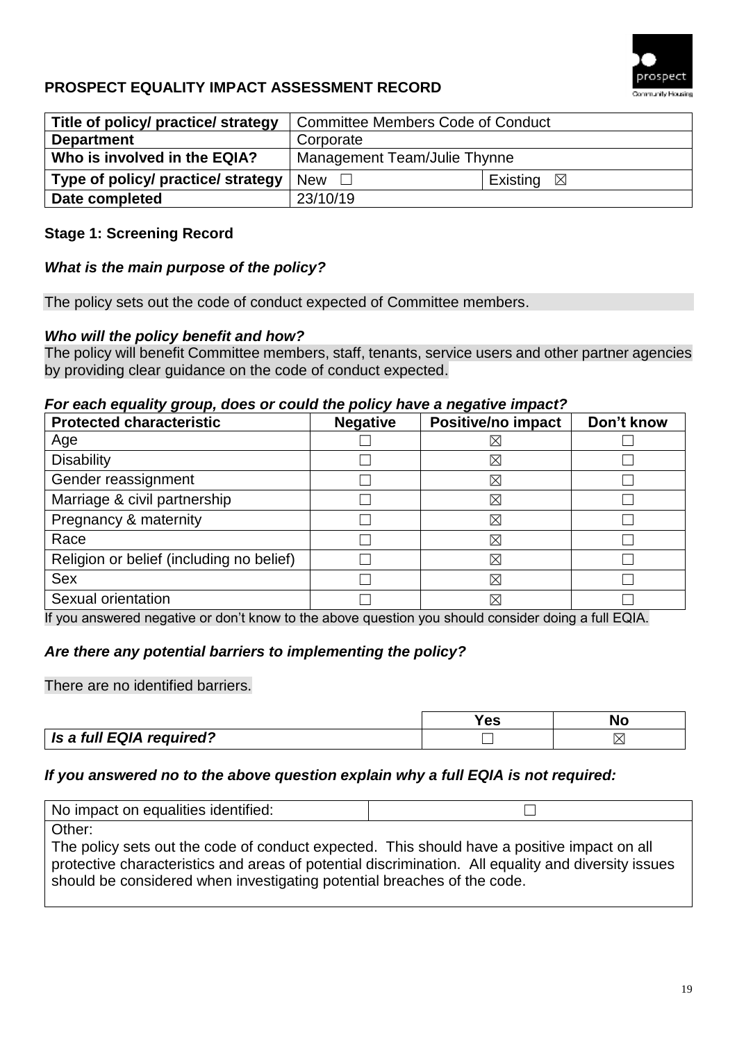## PROSPECT EQUALITY IMPACT ASSESSMENT RECORD

| | | |
|---|---|---|
| **Title of policy/ practice/ strategy** | Committee Members Code of Conduct | |
| **Department** | Corporate | |
| **Who is involved in the EQIA?** | Management Team/Julie Thynne | |
| **Type of policy/ practice/ strategy** | New ☐ | Existing ☒ |
| **Date completed** | 23/10/19 | |

### Stage 1: Screening Record

***What is the main purpose of the policy?***

The policy sets out the code of conduct expected of Committee members.

***Who will the policy benefit and how?***

The policy will benefit Committee members, staff, tenants, service users and other partner agencies by providing clear guidance on the code of conduct expected.

***For each equality group, does or could the policy have a negative impact?***

| Protected characteristic | Negative | Positive/no impact | Don't know |
|---|---|---|---|
| Age | ☐ | ☒ | ☐ |
| Disability | ☐ | ☒ | ☐ |
| Gender reassignment | ☐ | ☒ | ☐ |
| Marriage & civil partnership | ☐ | ☒ | ☐ |
| Pregnancy & maternity | ☐ | ☒ | ☐ |
| Race | ☐ | ☒ | ☐ |
| Religion or belief (including no belief) | ☐ | ☒ | ☐ |
| Sex | ☐ | ☒ | ☐ |
| Sexual orientation | ☐ | ☒ | ☐ |

If you answered negative or don't know to the above question you should consider doing a full EQIA.

***Are there any potential barriers to implementing the policy?***

There are no identified barriers.

| | Yes | No |
|---|---|---|
| ***Is a full EQIA required?*** | ☐ | ☒ |

***If you answered no to the above question explain why a full EQIA is not required:***

| | |
|---|---|
| No impact on equalities identified: | ☐ |

Other:
The policy sets out the code of conduct expected. This should have a positive impact on all protective characteristics and areas of potential discrimination. All equality and diversity issues should be considered when investigating potential breaches of the code.